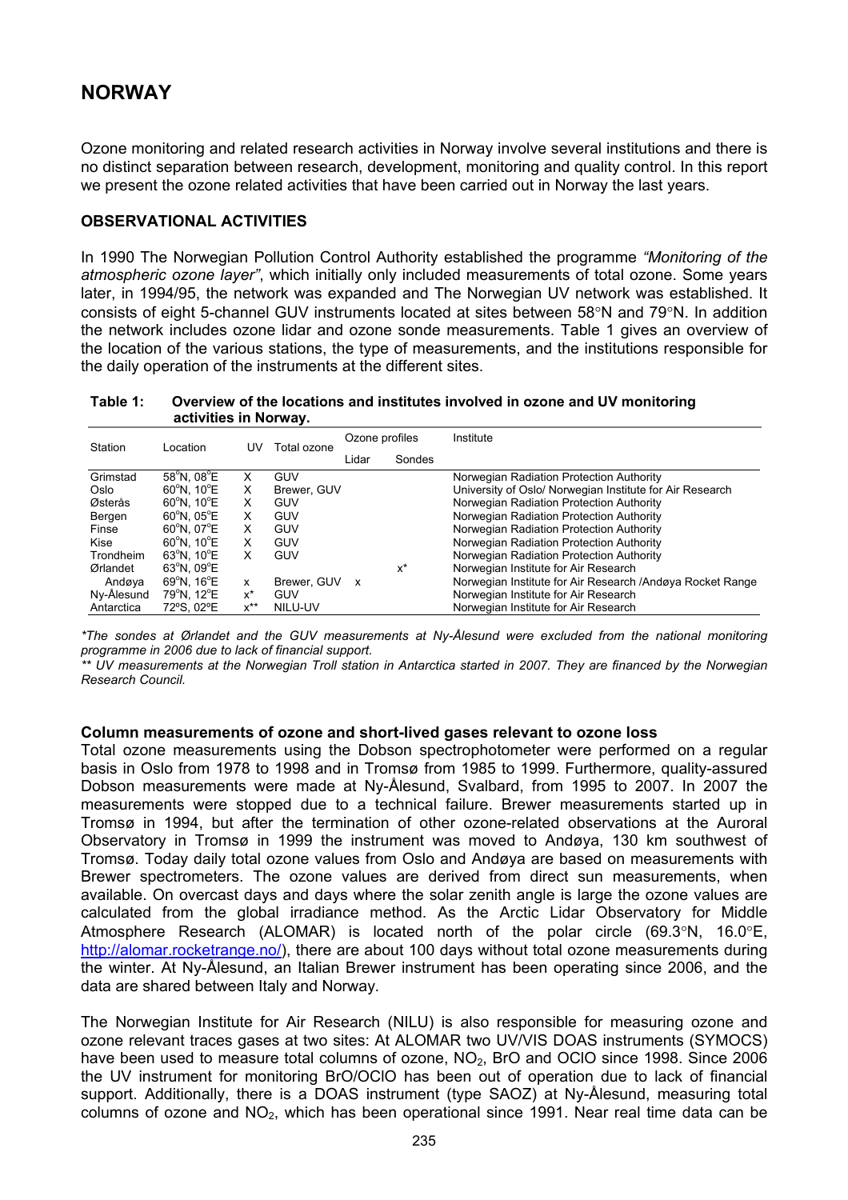# NORWAY

Ozone monitoring and related research activities in Norway involve several institutions and there is no distinct separation between research, development, monitoring and quality control. In this report we present the ozone related activities that have been carried out in Norway the last years.

## OBSERVATIONAL ACTIVITIES

In 1990 The Norwegian Pollution Control Authority established the programme *"Monitoring of the atmospheric ozone layer"*, which initially only included measurements of total ozone. Some years later, in 1994/95, the network was expanded and The Norwegian UV network was established. It consists of eight 5-channel GUV instruments located at sites between 58°N and 79°N. In addition the network includes ozone lidar and ozone sonde measurements. Table 1 gives an overview of the location of the various stations, the type of measurements, and the institutions responsible for the daily operation of the instruments at the different sites.

**Table 1: Overview of the locations and institutes involved in ozone and UV monitoring activities in Norway.**

| Station | Location | UV | Total ozone | Ozone profiles | | Institute |
|---|---|---|---|---|---|---|
| | | | | Lidar | Sondes | |
| Grimstad | 58°N, 08°E | X | GUV | | | Norwegian Radiation Protection Authority |
| Oslo | 60°N, 10°E | X | Brewer, GUV | | | University of Oslo/ Norwegian Institute for Air Research |
| Østerås | 60°N, 10°E | X | GUV | | | Norwegian Radiation Protection Authority |
| Bergen | 60°N, 05°E | X | GUV | | | Norwegian Radiation Protection Authority |
| Finse | 60°N, 07°E | X | GUV | | | Norwegian Radiation Protection Authority |
| Kise | 60°N, 10°E | X | GUV | | | Norwegian Radiation Protection Authority |
| Trondheim | 63°N, 10°E | X | GUV | | | Norwegian Radiation Protection Authority |
| Ørlandet | 63°N, 09°E | | | | x* | Norwegian Institute for Air Research |
| Andøya | 69°N, 16°E | x | Brewer, GUV | x | | Norwegian Institute for Air Research /Andøya Rocket Range |
| Ny-Ålesund | 79°N, 12°E | x* | GUV | | | Norwegian Institute for Air Research |
| Antarctica | 72ºS, 02ºE | x** | NILU-UV | | | Norwegian Institute for Air Research |

*\*The sondes at Ørlandet and the GUV measurements at Ny-Ålesund were excluded from the national monitoring programme in 2006 due to lack of financial support.*

*\*\* UV measurements at the Norwegian Troll station in Antarctica started in 2007. They are financed by the Norwegian Research Council.*

### Column measurements of ozone and short-lived gases relevant to ozone loss

Total ozone measurements using the Dobson spectrophotometer were performed on a regular basis in Oslo from 1978 to 1998 and in Tromsø from 1985 to 1999. Furthermore, quality-assured Dobson measurements were made at Ny-Ålesund, Svalbard, from 1995 to 2007. In 2007 the measurements were stopped due to a technical failure. Brewer measurements started up in Tromsø in 1994, but after the termination of other ozone-related observations at the Auroral Observatory in Tromsø in 1999 the instrument was moved to Andøya, 130 km southwest of Tromsø. Today daily total ozone values from Oslo and Andøya are based on measurements with Brewer spectrometers. The ozone values are derived from direct sun measurements, when available. On overcast days and days where the solar zenith angle is large the ozone values are calculated from the global irradiance method. As the Arctic Lidar Observatory for Middle Atmosphere Research (ALOMAR) is located north of the polar circle (69.3°N, 16.0°E, http://alomar.rocketrange.no/), there are about 100 days without total ozone measurements during the winter. At Ny-Ålesund, an Italian Brewer instrument has been operating since 2006, and the data are shared between Italy and Norway.

The Norwegian Institute for Air Research (NILU) is also responsible for measuring ozone and ozone relevant traces gases at two sites: At ALOMAR two UV/VIS DOAS instruments (SYMOCS) have been used to measure total columns of ozone, $NO_2$, BrO and OClO since 1998. Since 2006 the UV instrument for monitoring BrO/OClO has been out of operation due to lack of financial support. Additionally, there is a DOAS instrument (type SAOZ) at Ny-Ålesund, measuring total columns of ozone and $NO_2$, which has been operational since 1991. Near real time data can be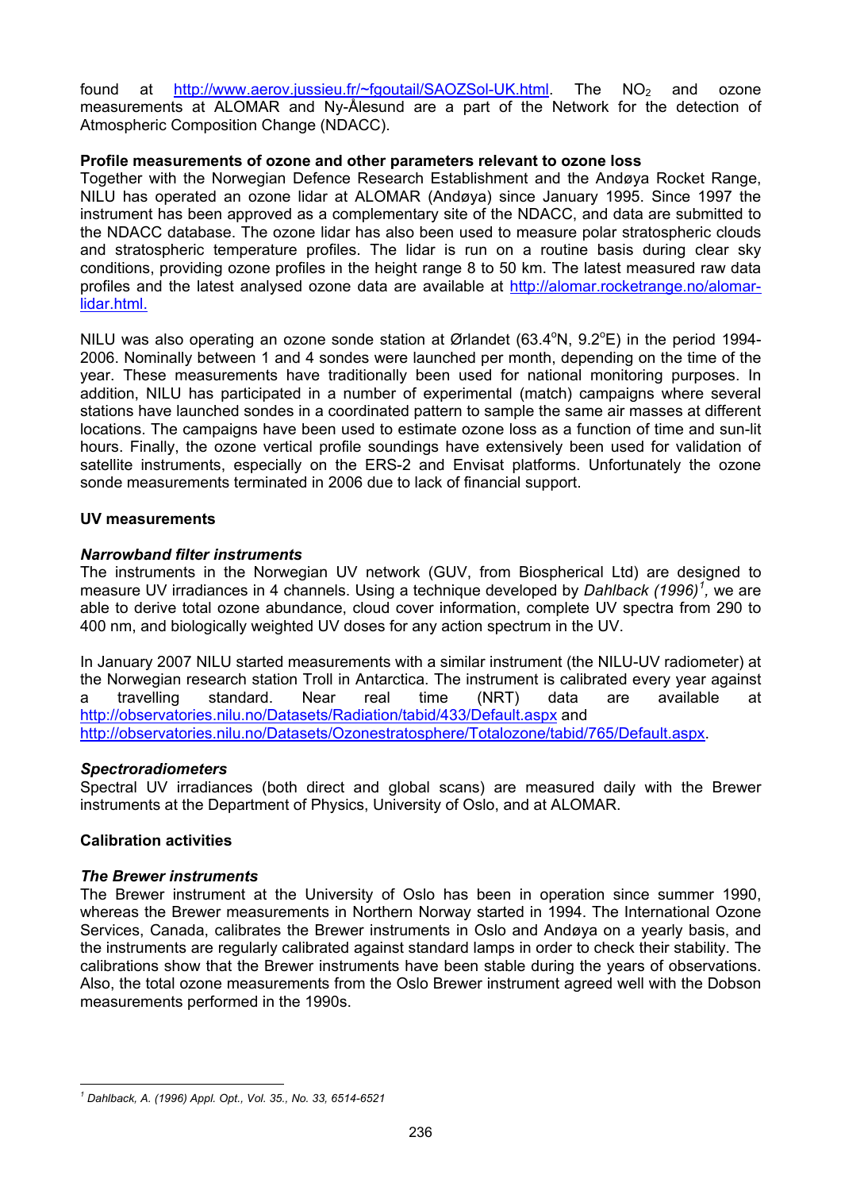found at http://www.aerov.jussieu.fr/~fgoutail/SAOZSol-UK.html. The $NO_2$ and ozone measurements at ALOMAR and Ny-Ålesund are a part of the Network for the detection of Atmospheric Composition Change (NDACC).

**Profile measurements of ozone and other parameters relevant to ozone loss**

Together with the Norwegian Defence Research Establishment and the Andøya Rocket Range, NILU has operated an ozone lidar at ALOMAR (Andøya) since January 1995. Since 1997 the instrument has been approved as a complementary site of the NDACC, and data are submitted to the NDACC database. The ozone lidar has also been used to measure polar stratospheric clouds and stratospheric temperature profiles. The lidar is run on a routine basis during clear sky conditions, providing ozone profiles in the height range 8 to 50 km. The latest measured raw data profiles and the latest analysed ozone data are available at http://alomar.rocketrange.no/alomar-lidar.html.

NILU was also operating an ozone sonde station at Ørlandet (63.4°N, 9.2°E) in the period 1994-2006. Nominally between 1 and 4 sondes were launched per month, depending on the time of the year. These measurements have traditionally been used for national monitoring purposes. In addition, NILU has participated in a number of experimental (match) campaigns where several stations have launched sondes in a coordinated pattern to sample the same air masses at different locations. The campaigns have been used to estimate ozone loss as a function of time and sun-lit hours. Finally, the ozone vertical profile soundings have extensively been used for validation of satellite instruments, especially on the ERS-2 and Envisat platforms. Unfortunately the ozone sonde measurements terminated in 2006 due to lack of financial support.

**UV measurements**

***Narrowband filter instruments***

The instruments in the Norwegian UV network (GUV, from Biospherical Ltd) are designed to measure UV irradiances in 4 channels. Using a technique developed by *Dahlback (1996)*[1], we are able to derive total ozone abundance, cloud cover information, complete UV spectra from 290 to 400 nm, and biologically weighted UV doses for any action spectrum in the UV.

In January 2007 NILU started measurements with a similar instrument (the NILU-UV radiometer) at the Norwegian research station Troll in Antarctica. The instrument is calibrated every year against a travelling standard. Near real time (NRT) data are available at http://observatories.nilu.no/Datasets/Radiation/tabid/433/Default.aspx and http://observatories.nilu.no/Datasets/Ozonestratosphere/Totalozone/tabid/765/Default.aspx.

***Spectroradiometers***

Spectral UV irradiances (both direct and global scans) are measured daily with the Brewer instruments at the Department of Physics, University of Oslo, and at ALOMAR.

**Calibration activities**

***The Brewer instruments***

The Brewer instrument at the University of Oslo has been in operation since summer 1990, whereas the Brewer measurements in Northern Norway started in 1994. The International Ozone Services, Canada, calibrates the Brewer instruments in Oslo and Andøya on a yearly basis, and the instruments are regularly calibrated against standard lamps in order to check their stability. The calibrations show that the Brewer instruments have been stable during the years of observations. Also, the total ozone measurements from the Oslo Brewer instrument agreed well with the Dobson measurements performed in the 1990s.

---

[1] *Dahlback, A. (1996) Appl. Opt., Vol. 35., No. 33, 6514-6521*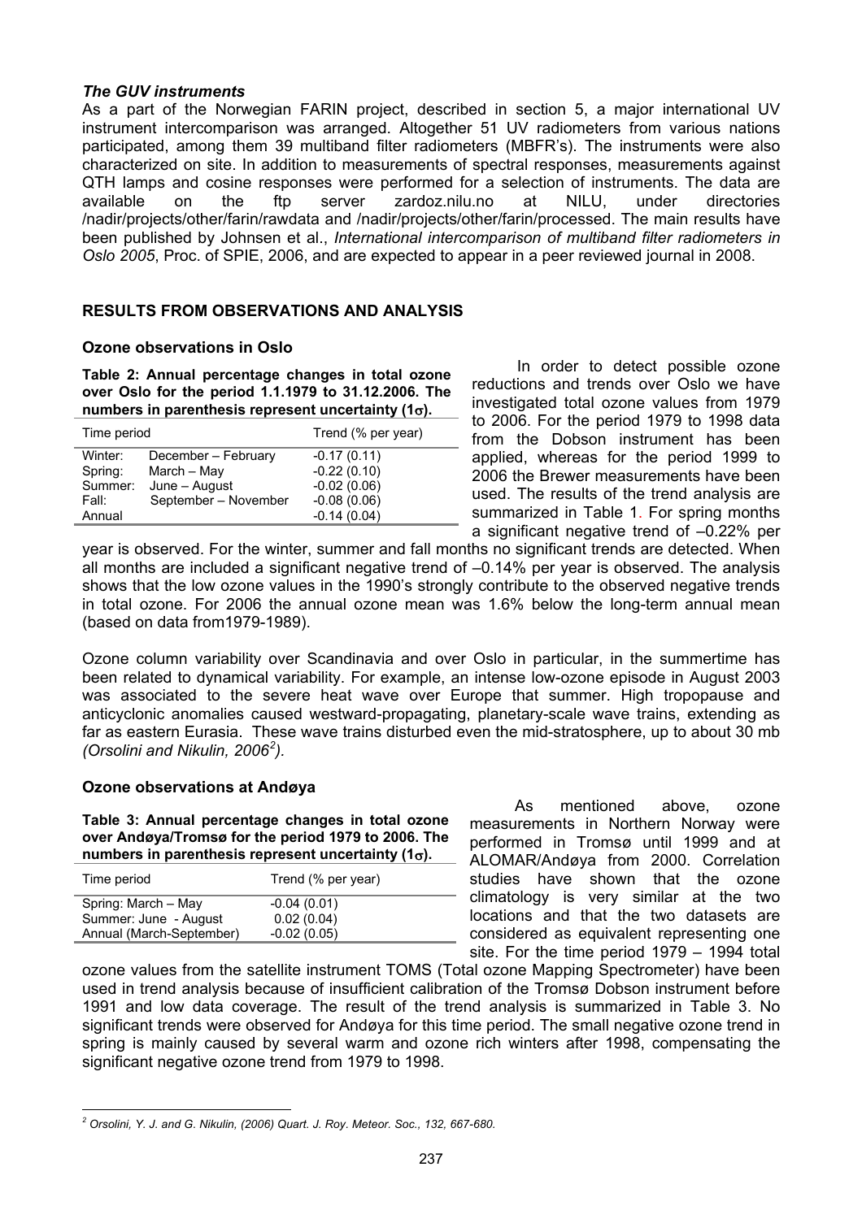*The GUV instruments*

As a part of the Norwegian FARIN project, described in section 5, a major international UV instrument intercomparison was arranged. Altogether 51 UV radiometers from various nations participated, among them 39 multiband filter radiometers (MBFR's). The instruments were also characterized on site. In addition to measurements of spectral responses, measurements against QTH lamps and cosine responses were performed for a selection of instruments. The data are available on the ftp server zardoz.nilu.no at NILU, under directories /nadir/projects/other/farin/rawdata and /nadir/projects/other/farin/processed. The main results have been published by Johnsen et al., *International intercomparison of multiband filter radiometers in Oslo 2005*, Proc. of SPIE, 2006, and are expected to appear in a peer reviewed journal in 2008.

## RESULTS FROM OBSERVATIONS AND ANALYSIS

### Ozone observations in Oslo

**Table 2: Annual percentage changes in total ozone over Oslo for the period 1.1.1979 to 31.12.2006. The numbers in parenthesis represent uncertainty (1σ).**

| Time period | | Trend (% per year) |
|---|---|---|
| Winter: | December – February | -0.17 (0.11) |
| Spring: | March – May | -0.22 (0.10) |
| Summer: | June – August | -0.02 (0.06) |
| Fall: | September – November | -0.08 (0.06) |
| Annual | | -0.14 (0.04) |

In order to detect possible ozone reductions and trends over Oslo we have investigated total ozone values from 1979 to 2006. For the period 1979 to 1998 data from the Dobson instrument has been applied, whereas for the period 1999 to 2006 the Brewer measurements have been used. The results of the trend analysis are summarized in Table 1. For spring months a significant negative trend of –0.22% per year is observed. For the winter, summer and fall months no significant trends are detected. When all months are included a significant negative trend of –0.14% per year is observed. The analysis shows that the low ozone values in the 1990's strongly contribute to the observed negative trends in total ozone. For 2006 the annual ozone mean was 1.6% below the long-term annual mean (based on data from1979-1989).

Ozone column variability over Scandinavia and over Oslo in particular, in the summertime has been related to dynamical variability. For example, an intense low-ozone episode in August 2003 was associated to the severe heat wave over Europe that summer. High tropopause and anticyclonic anomalies caused westward-propagating, planetary-scale wave trains, extending as far as eastern Eurasia. These wave trains disturbed even the mid-stratosphere, up to about 30 mb *(Orsolini and Nikulin, 2006[2]).*

### Ozone observations at Andøya

**Table 3: Annual percentage changes in total ozone over Andøya/Tromsø for the period 1979 to 2006. The numbers in parenthesis represent uncertainty (1σ).**

| Time period | Trend (% per year) |
|---|---|
| Spring: March – May | -0.04 (0.01) |
| Summer: June - August | 0.02 (0.04) |
| Annual (March-September) | -0.02 (0.05) |

As mentioned above, ozone measurements in Northern Norway were performed in Tromsø until 1999 and at ALOMAR/Andøya from 2000. Correlation studies have shown that the ozone climatology is very similar at the two locations and that the two datasets are considered as equivalent representing one site. For the time period 1979 – 1994 total ozone values from the satellite instrument TOMS (Total ozone Mapping Spectrometer) have been used in trend analysis because of insufficient calibration of the Tromsø Dobson instrument before 1991 and low data coverage. The result of the trend analysis is summarized in Table 3. No significant trends were observed for Andøya for this time period. The small negative ozone trend in spring is mainly caused by several warm and ozone rich winters after 1998, compensating the significant negative ozone trend from 1979 to 1998.

---

[2] *Orsolini, Y. J. and G. Nikulin, (2006) Quart. J. Roy. Meteor. Soc., 132, 667-680.*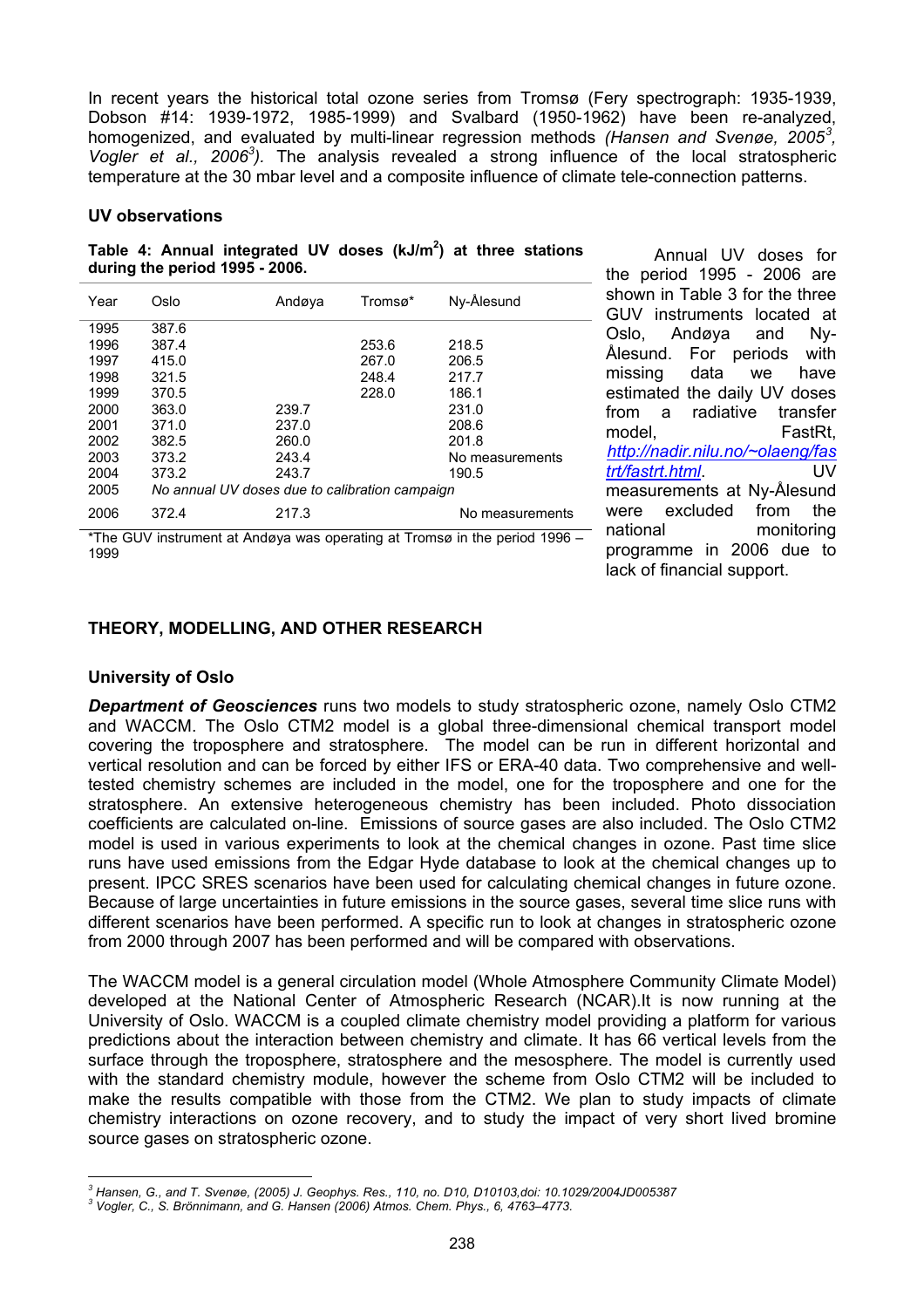In recent years the historical total ozone series from Tromsø (Fery spectrograph: 1935-1939, Dobson #14: 1939-1972, 1985-1999) and Svalbard (1950-1962) have been re-analyzed, homogenized, and evaluated by multi-linear regression methods *(Hansen and Svenøe, 2005[3], Vogler et al., 2006[3])*. The analysis revealed a strong influence of the local stratospheric temperature at the 30 mbar level and a composite influence of climate tele-connection patterns.

**UV observations**

**Table 4: Annual integrated UV doses (kJ/m$^2$) at three stations during the period 1995 - 2006.**

| Year | Oslo | Andøya | Tromsø* | Ny-Ålesund |
|---|---|---|---|---|
| 1995 | 387.6 | | | |
| 1996 | 387.4 | | 253.6 | 218.5 |
| 1997 | 415.0 | | 267.0 | 206.5 |
| 1998 | 321.5 | | 248.4 | 217.7 |
| 1999 | 370.5 | | 228.0 | 186.1 |
| 2000 | 363.0 | 239.7 | | 231.0 |
| 2001 | 371.0 | 237.0 | | 208.6 |
| 2002 | 382.5 | 260.0 | | 201.8 |
| 2003 | 373.2 | 243.4 | | No measurements |
| 2004 | 373.2 | 243.7 | | 190.5 |
| 2005 | No annual UV doses due to calibration campaign | | | |
| 2006 | 372.4 | 217.3 | | No measurements |

*The GUV instrument at Andøya was operating at Tromsø in the period 1996 – 1999

Annual UV doses for the period 1995 - 2006 are shown in Table 3 for the three GUV instruments located at Oslo, Andøya and Ny-Ålesund. For periods with missing data we have estimated the daily UV doses from a radiative transfer model, FastRt, *http://nadir.nilu.no/~olaeng/fastrt/fastrt.html*. UV measurements at Ny-Ålesund were excluded from the national monitoring programme in 2006 due to lack of financial support.

## THEORY, MODELLING, AND OTHER RESEARCH

### University of Oslo

***Department of Geosciences*** runs two models to study stratospheric ozone, namely Oslo CTM2 and WACCM. The Oslo CTM2 model is a global three-dimensional chemical transport model covering the troposphere and stratosphere. The model can be run in different horizontal and vertical resolution and can be forced by either IFS or ERA-40 data. Two comprehensive and well-tested chemistry schemes are included in the model, one for the troposphere and one for the stratosphere. An extensive heterogeneous chemistry has been included. Photo dissociation coefficients are calculated on-line. Emissions of source gases are also included. The Oslo CTM2 model is used in various experiments to look at the chemical changes in ozone. Past time slice runs have used emissions from the Edgar Hyde database to look at the chemical changes up to present. IPCC SRES scenarios have been used for calculating chemical changes in future ozone. Because of large uncertainties in future emissions in the source gases, several time slice runs with different scenarios have been performed. A specific run to look at changes in stratospheric ozone from 2000 through 2007 has been performed and will be compared with observations.

The WACCM model is a general circulation model (Whole Atmosphere Community Climate Model) developed at the National Center of Atmospheric Research (NCAR).It is now running at the University of Oslo. WACCM is a coupled climate chemistry model providing a platform for various predictions about the interaction between chemistry and climate. It has 66 vertical levels from the surface through the troposphere, stratosphere and the mesosphere. The model is currently used with the standard chemistry module, however the scheme from Oslo CTM2 will be included to make the results compatible with those from the CTM2. We plan to study impacts of climate chemistry interactions on ozone recovery, and to study the impact of very short lived bromine source gases on stratospheric ozone.

---

[3] *Hansen, G., and T. Svenøe, (2005) J. Geophys. Res., 110, no. D10, D10103,doi: 10.1029/2004JD005387*

[3] *Vogler, C., S. Brönnimann, and G. Hansen (2006) Atmos. Chem. Phys., 6, 4763–4773.*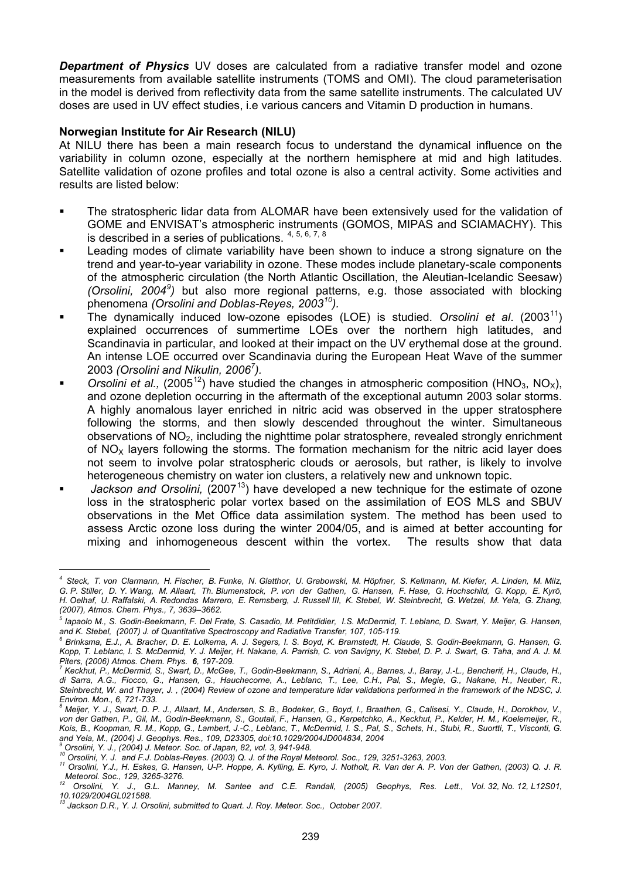***Department of Physics*** UV doses are calculated from a radiative transfer model and ozone measurements from available satellite instruments (TOMS and OMI). The cloud parameterisation in the model is derived from reflectivity data from the same satellite instruments. The calculated UV doses are used in UV effect studies, i.e various cancers and Vitamin D production in humans.

**Norwegian Institute for Air Research (NILU)**

At NILU there has been a main research focus to understand the dynamical influence on the variability in column ozone, especially at the northern hemisphere at mid and high latitudes. Satellite validation of ozone profiles and total ozone is also a central activity. Some activities and results are listed below:

- The stratospheric lidar data from ALOMAR have been extensively used for the validation of GOME and ENVISAT's atmospheric instruments (GOMOS, MIPAS and SCIAMACHY). This is described in a series of publications. [4, 5, 6, 7, 8]
- Leading modes of climate variability have been shown to induce a strong signature on the trend and year-to-year variability in ozone. These modes include planetary-scale components of the atmospheric circulation (the North Atlantic Oscillation, the Aleutian-Icelandic Seesaw) *(Orsolini, 2004[9])* but also more regional patterns, e.g. those associated with blocking phenomena *(Orsolini and Doblas-Reyes, 2003[10]).*
- The dynamically induced low-ozone episodes (LOE) is studied. *Orsolini et al*. (2003[11]) explained occurrences of summertime LOEs over the northern high latitudes, and Scandinavia in particular, and looked at their impact on the UV erythemal dose at the ground. An intense LOE occurred over Scandinavia during the European Heat Wave of the summer 2003 *(Orsolini and Nikulin, 2006[7]).*
- *Orsolini et al.,* (2005[12]) have studied the changes in atmospheric composition ($HNO_3$, $NO_X$), and ozone depletion occurring in the aftermath of the exceptional autumn 2003 solar storms. A highly anomalous layer enriched in nitric acid was observed in the upper stratosphere following the storms, and then slowly descended throughout the winter. Simultaneous observations of $NO_2$, including the nighttime polar stratosphere, revealed strongly enrichment of $NO_X$ layers following the storms. The formation mechanism for the nitric acid layer does not seem to involve polar stratospheric clouds or aerosols, but rather, is likely to involve heterogeneous chemistry on water ion clusters, a relatively new and unknown topic.
- *Jackson and Orsolini,* (2007[13]) have developed a new technique for the estimate of ozone loss in the stratospheric polar vortex based on the assimilation of EOS MLS and SBUV observations in the Met Office data assimilation system. The method has been used to assess Arctic ozone loss during the winter 2004/05, and is aimed at better accounting for mixing and inhomogeneous descent within the vortex. The results show that data

---

[4] *Steck, T. von Clarmann, H. Fischer, B. Funke, N. Glatthor, U. Grabowski, M. Höpfner, S. Kellmann, M. Kiefer, A. Linden, M. Milz, G. P. Stiller, D. Y. Wang, M. Allaart, Th. Blumenstock, P. von der Gathen, G. Hansen, F. Hase, G. Hochschild, G. Kopp, E. Kyrö, H. Oelhaf, U. Raffalski, A. Redondas Marrero, E. Remsberg, J. Russell III, K. Stebel, W. Steinbrecht, G. Wetzel, M. Yela, G. Zhang, (2007), Atmos. Chem. Phys., 7, 3639–3662.*

[5] *Iapaolo M., S. Godin-Beekmann, F. Del Frate, S. Casadio, M. Petitdidier, I.S. McDermid, T. Leblanc, D. Swart, Y. Meijer, G. Hansen, and K. Stebel, (2007) J. of Quantitative Spectroscopy and Radiative Transfer, 107, 105-119.*

[6] *Brinksma, E.J., A. Bracher, D. E. Lolkema, A. J. Segers, I. S. Boyd, K. Bramstedt, H. Claude, S. Godin-Beekmann, G. Hansen, G. Kopp, T. Leblanc, I. S. McDermid, Y. J. Meijer, H. Nakane, A. Parrish, C. von Savigny, K. Stebel, D. P. J. Swart, G. Taha, and A. J. M. Piters, (2006) Atmos. Chem. Phys. **6**, 197-209.*

[7] *Keckhut, P., McDermid, S., Swart, D., McGee, T., Godin-Beekmann, S., Adriani, A., Barnes, J., Baray, J.-L., Bencherif, H., Claude, H., di Sarra, A.G., Fiocco, G., Hansen, G., Hauchecorne, A., Leblanc, T., Lee, C.H., Pal, S., Megie, G., Nakane, H., Neuber, R., Steinbrecht, W. and Thayer, J. , (2004) Review of ozone and temperature lidar validations performed in the framework of the NDSC, J. Environ. Mon., 6, 721-733.*

[8] *Meijer, Y. J., Swart, D. P. J., Allaart, M., Andersen, S. B., Bodeker, G., Boyd, I., Braathen, G., Calisesi, Y., Claude, H., Dorokhov, V., von der Gathen, P., Gil, M., Godin-Beekmann, S., Goutail, F., Hansen, G., Karpetchko, A., Keckhut, P., Kelder, H. M., Koelemeijer, R., Kois, B., Koopman, R. M., Kopp, G., Lambert, J.-C., Leblanc, T., McDermid, I. S., Pal, S., Schets, H., Stubi, R., Suortti, T., Visconti, G. and Yela, M., (2004) J. Geophys. Res., 109, D23305, doi:10.1029/2004JD004834, 2004*

[9] *Orsolini, Y. J., (2004) J. Meteor. Soc. of Japan, 82, vol. 3, 941-948.*

[10] *Orsolini, Y. J. and F.J. Doblas-Reyes. (2003) Q. J. of the Royal Meteorol. Soc., 129, 3251-3263, 2003.*

[11] *Orsolini, Y.J., H. Eskes, G. Hansen, U-P. Hoppe, A. Kylling, E. Kyro, J. Notholt, R. Van der A. P. Von der Gathen, (2003) Q. J. R. Meteorol. Soc., 129, 3265-3276.*

[12] *Orsolini, Y. J., G.L. Manney, M. Santee and C.E. Randall, (2005) Geophys, Res. Lett., Vol. 32, No. 12, L12S01, 10.1029/2004GL021588.*

[13] *Jackson D.R., Y. J. Orsolini, submitted to Quart. J. Roy. Meteor. Soc., October 2007.*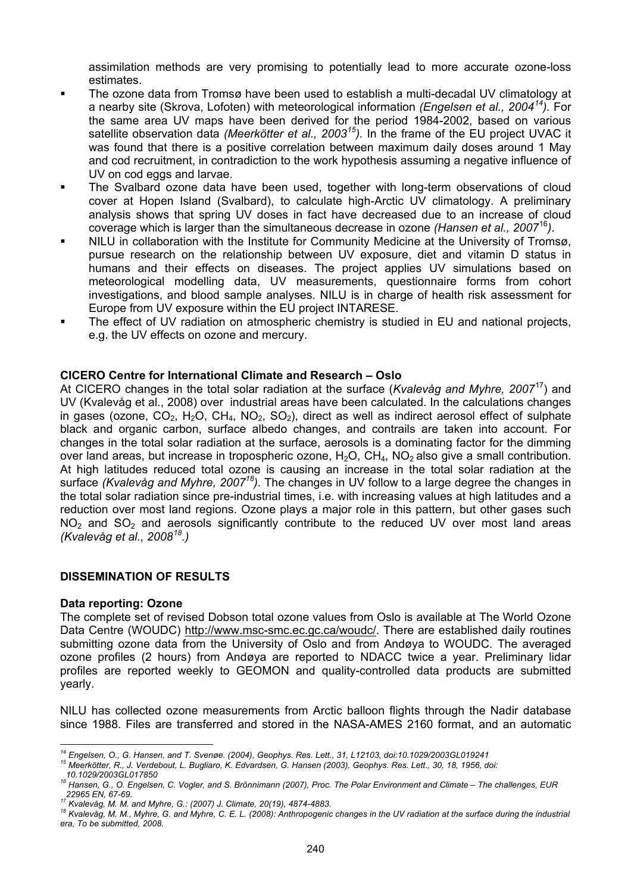assimilation methods are very promising to potentially lead to more accurate ozone-loss estimates.

- The ozone data from Tromsø have been used to establish a multi-decadal UV climatology at a nearby site (Skrova, Lofoten) with meteorological information *(Engelsen et al., 2004[14])*. For the same area UV maps have been derived for the period 1984-2002, based on various satellite observation data *(Meerkötter et al., 2003[15])*. In the frame of the EU project UVAC it was found that there is a positive correlation between maximum daily doses around 1 May and cod recruitment, in contradiction to the work hypothesis assuming a negative influence of UV on cod eggs and larvae.
- The Svalbard ozone data have been used, together with long-term observations of cloud cover at Hopen Island (Svalbard), to calculate high-Arctic UV climatology. A preliminary analysis shows that spring UV doses in fact have decreased due to an increase of cloud coverage which is larger than the simultaneous decrease in ozone *(Hansen et al., 2007[16])*.
- NILU in collaboration with the Institute for Community Medicine at the University of Tromsø, pursue research on the relationship between UV exposure, diet and vitamin D status in humans and their effects on diseases. The project applies UV simulations based on meteorological modelling data, UV measurements, questionnaire forms from cohort investigations, and blood sample analyses. NILU is in charge of health risk assessment for Europe from UV exposure within the EU project INTARESE.
- The effect of UV radiation on atmospheric chemistry is studied in EU and national projects, e.g. the UV effects on ozone and mercury.

**CICERO Centre for International Climate and Research – Oslo**

At CICERO changes in the total solar radiation at the surface (*Kvalevåg and Myhre, 2007*[17]) and UV (Kvalevåg et al., 2008) over industrial areas have been calculated. In the calculations changes in gases (ozone, $CO_2$, $H_2O$, $CH_4$, $NO_2$, $SO_2$), direct as well as indirect aerosol effect of sulphate black and organic carbon, surface albedo changes, and contrails are taken into account. For changes in the total solar radiation at the surface, aerosols is a dominating factor for the dimming over land areas, but increase in tropospheric ozone, $H_2O$, $CH_4$, $NO_2$ also give a small contribution. At high latitudes reduced total ozone is causing an increase in the total solar radiation at the surface *(Kvalevåg and Myhre, 2007[18])*. The changes in UV follow to a large degree the changes in the total solar radiation since pre-industrial times, i.e. with increasing values at high latitudes and a reduction over most land regions. Ozone plays a major role in this pattern, but other gases such $NO_2$ and $SO_2$ and aerosols significantly contribute to the reduced UV over most land areas *(Kvalevåg et al., 2008[18].)*

## DISSEMINATION OF RESULTS

**Data reporting: Ozone**

The complete set of revised Dobson total ozone values from Oslo is available at The World Ozone Data Centre (WOUDC) http://www.msc-smc.ec.gc.ca/woudc/. There are established daily routines submitting ozone data from the University of Oslo and from Andøya to WOUDC. The averaged ozone profiles (2 hours) from Andøya are reported to NDACC twice a year. Preliminary lidar profiles are reported weekly to GEOMON and quality-controlled data products are submitted yearly.

NILU has collected ozone measurements from Arctic balloon flights through the Nadir database since 1988. Files are transferred and stored in the NASA-AMES 2160 format, and an automatic

---

[14] *Engelsen, O., G. Hansen, and T. Svenøe. (2004), Geophys. Res. Lett., 31, L12103, doi:10.1029/2003GL019241*

[15] *Meerkötter, R., J. Verdebout, L. Bugliaro, K. Edvardsen, G. Hansen (2003), Geophys. Res. Lett., 30, 18, 1956, doi: 10.1029/2003GL017850*

[16] *Hansen, G., O. Engelsen, C. Vogler, and S. Brönnimann (2007), Proc. The Polar Environment and Climate – The challenges, EUR 22965 EN, 67-69.*

[17] *Kvalevåg, M. M. and Myhre, G.: (2007) J. Climate, 20(19), 4874-4883.*

[18] *Kvalevåg, M. M., Myhre, G. and Myhre, C. E. L. (2008): Anthropogenic changes in the UV radiation at the surface during the industrial era, To be submitted, 2008.*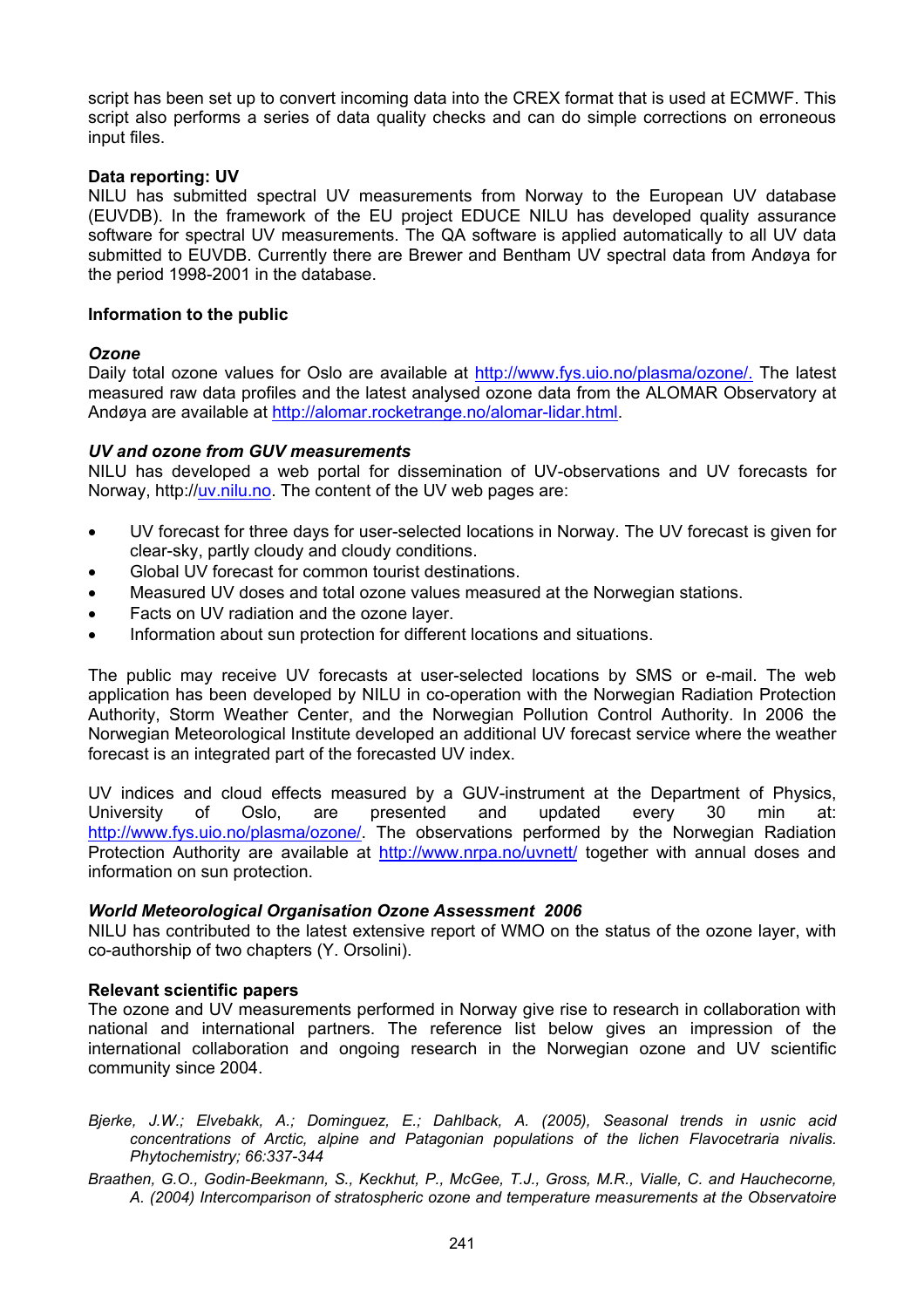script has been set up to convert incoming data into the CREX format that is used at ECMWF. This script also performs a series of data quality checks and can do simple corrections on erroneous input files.

**Data reporting: UV**

NILU has submitted spectral UV measurements from Norway to the European UV database (EUVDB). In the framework of the EU project EDUCE NILU has developed quality assurance software for spectral UV measurements. The QA software is applied automatically to all UV data submitted to EUVDB. Currently there are Brewer and Bentham UV spectral data from Andøya for the period 1998-2001 in the database.

**Information to the public**

***Ozone***

Daily total ozone values for Oslo are available at http://www.fys.uio.no/plasma/ozone/. The latest measured raw data profiles and the latest analysed ozone data from the ALOMAR Observatory at Andøya are available at http://alomar.rocketrange.no/alomar-lidar.html.

***UV and ozone from GUV measurements***

NILU has developed a web portal for dissemination of UV-observations and UV forecasts for Norway, http://uv.nilu.no. The content of the UV web pages are:

- UV forecast for three days for user-selected locations in Norway. The UV forecast is given for clear-sky, partly cloudy and cloudy conditions.
- Global UV forecast for common tourist destinations.
- Measured UV doses and total ozone values measured at the Norwegian stations.
- Facts on UV radiation and the ozone layer.
- Information about sun protection for different locations and situations.

The public may receive UV forecasts at user-selected locations by SMS or e-mail. The web application has been developed by NILU in co-operation with the Norwegian Radiation Protection Authority, Storm Weather Center, and the Norwegian Pollution Control Authority. In 2006 the Norwegian Meteorological Institute developed an additional UV forecast service where the weather forecast is an integrated part of the forecasted UV index.

UV indices and cloud effects measured by a GUV-instrument at the Department of Physics, University of Oslo, are presented and updated every 30 min at: http://www.fys.uio.no/plasma/ozone/. The observations performed by the Norwegian Radiation Protection Authority are available at http://www.nrpa.no/uvnett/ together with annual doses and information on sun protection.

***World Meteorological Organisation Ozone Assessment 2006***

NILU has contributed to the latest extensive report of WMO on the status of the ozone layer, with co-authorship of two chapters (Y. Orsolini).

**Relevant scientific papers**

The ozone and UV measurements performed in Norway give rise to research in collaboration with national and international partners. The reference list below gives an impression of the international collaboration and ongoing research in the Norwegian ozone and UV scientific community since 2004.

*Bjerke, J.W.; Elvebakk, A.; Dominguez, E.; Dahlback, A. (2005), Seasonal trends in usnic acid concentrations of Arctic, alpine and Patagonian populations of the lichen Flavocetraria nivalis. Phytochemistry; 66:337-344*

*Braathen, G.O., Godin-Beekmann, S., Keckhut, P., McGee, T.J., Gross, M.R., Vialle, C. and Hauchecorne, A. (2004) Intercomparison of stratospheric ozone and temperature measurements at the Observatoire*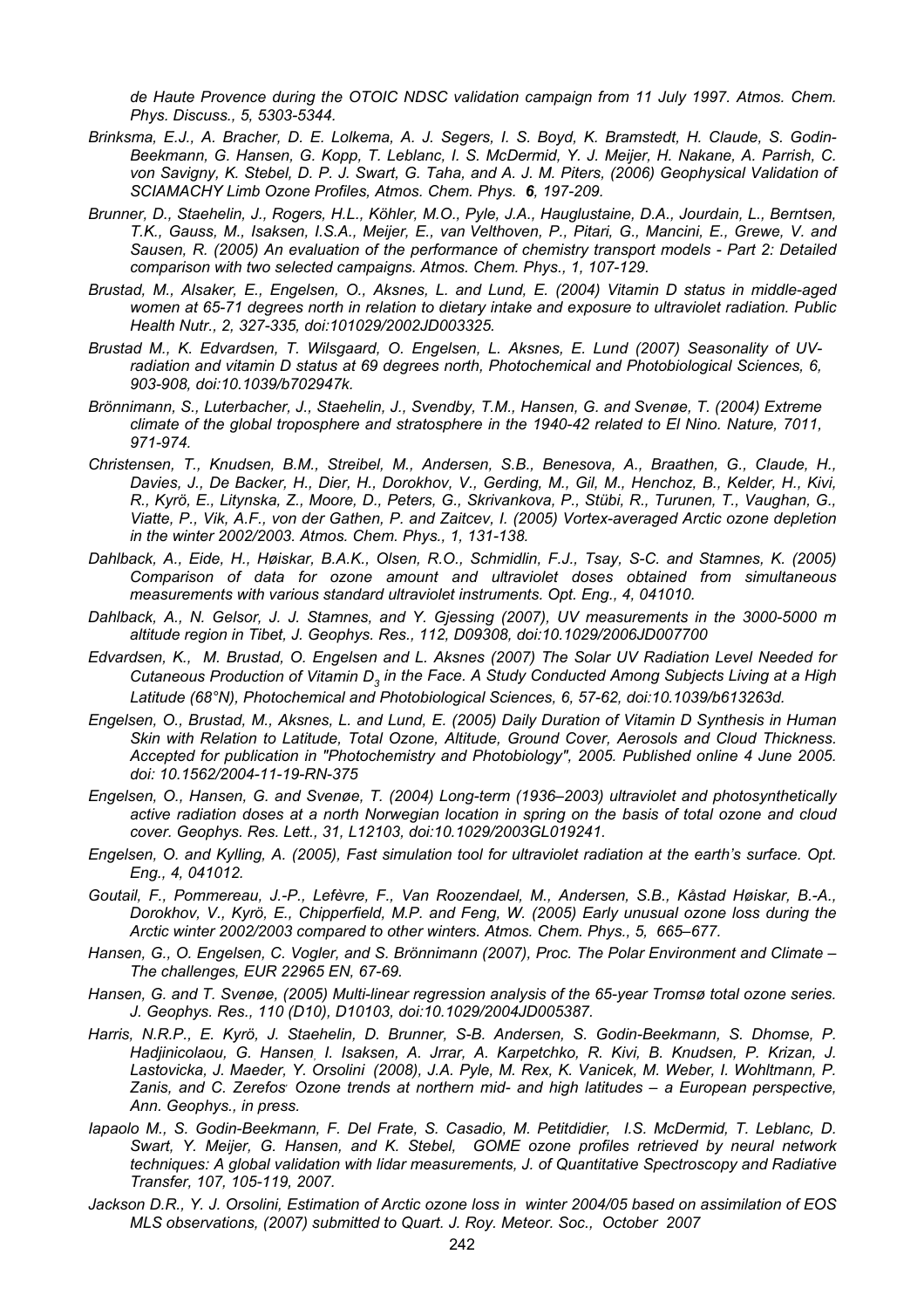*de Haute Provence during the OTOIC NDSC validation campaign from 11 July 1997. Atmos. Chem. Phys. Discuss., 5, 5303-5344.*

*Brinksma, E.J., A. Bracher, D. E. Lolkema, A. J. Segers, I. S. Boyd, K. Bramstedt, H. Claude, S. Godin-Beekmann, G. Hansen, G. Kopp, T. Leblanc, I. S. McDermid, Y. J. Meijer, H. Nakane, A. Parrish, C. von Savigny, K. Stebel, D. P. J. Swart, G. Taha, and A. J. M. Piters, (2006) Geophysical Validation of SCIAMACHY Limb Ozone Profiles, Atmos. Chem. Phys.* ***6****, 197-209.*

*Brunner, D., Staehelin, J., Rogers, H.L., Köhler, M.O., Pyle, J.A., Hauglustaine, D.A., Jourdain, L., Berntsen, T.K., Gauss, M., Isaksen, I.S.A., Meijer, E., van Velthoven, P., Pitari, G., Mancini, E., Grewe, V. and Sausen, R. (2005) An evaluation of the performance of chemistry transport models - Part 2: Detailed comparison with two selected campaigns. Atmos. Chem. Phys., 1, 107-129.*

*Brustad, M., Alsaker, E., Engelsen, O., Aksnes, L. and Lund, E. (2004) Vitamin D status in middle-aged women at 65-71 degrees north in relation to dietary intake and exposure to ultraviolet radiation. Public Health Nutr., 2, 327-335, doi:101029/2002JD003325.*

*Brustad M., K. Edvardsen, T. Wilsgaard, O. Engelsen, L. Aksnes, E. Lund (2007) Seasonality of UV-radiation and vitamin D status at 69 degrees north, Photochemical and Photobiological Sciences, 6, 903-908, doi:10.1039/b702947k.*

*Brönnimann, S., Luterbacher, J., Staehelin, J., Svendby, T.M., Hansen, G. and Svenøe, T. (2004) Extreme climate of the global troposphere and stratosphere in the 1940-42 related to El Nino. Nature, 7011, 971-974.*

*Christensen, T., Knudsen, B.M., Streibel, M., Andersen, S.B., Benesova, A., Braathen, G., Claude, H., Davies, J., De Backer, H., Dier, H., Dorokhov, V., Gerding, M., Gil, M., Henchoz, B., Kelder, H., Kivi, R., Kyrö, E., Litynska, Z., Moore, D., Peters, G., Skrivankova, P., Stübi, R., Turunen, T., Vaughan, G., Viatte, P., Vik, A.F., von der Gathen, P. and Zaitcev, I. (2005) Vortex-averaged Arctic ozone depletion in the winter 2002/2003. Atmos. Chem. Phys., 1, 131-138.*

*Dahlback, A., Eide, H., Høiskar, B.A.K., Olsen, R.O., Schmidlin, F.J., Tsay, S-C. and Stamnes, K. (2005) Comparison of data for ozone amount and ultraviolet doses obtained from simultaneous measurements with various standard ultraviolet instruments. Opt. Eng., 4, 041010.*

*Dahlback, A., N. Gelsor, J. J. Stamnes, and Y. Gjessing (2007), UV measurements in the 3000-5000 m altitude region in Tibet, J. Geophys. Res., 112, D09308, doi:10.1029/2006JD007700*

*Edvardsen, K., M. Brustad, O. Engelsen and L. Aksnes (2007) The Solar UV Radiation Level Needed for Cutaneous Production of Vitamin $D_3$ in the Face. A Study Conducted Among Subjects Living at a High Latitude (68°N), Photochemical and Photobiological Sciences, 6, 57-62, doi:10.1039/b613263d.*

*Engelsen, O., Brustad, M., Aksnes, L. and Lund, E. (2005) Daily Duration of Vitamin D Synthesis in Human Skin with Relation to Latitude, Total Ozone, Altitude, Ground Cover, Aerosols and Cloud Thickness. Accepted for publication in "Photochemistry and Photobiology", 2005. Published online 4 June 2005. doi: 10.1562/2004-11-19-RN-375*

*Engelsen, O., Hansen, G. and Svenøe, T. (2004) Long-term (1936–2003) ultraviolet and photosynthetically active radiation doses at a north Norwegian location in spring on the basis of total ozone and cloud cover. Geophys. Res. Lett., 31, L12103, doi:10.1029/2003GL019241.*

*Engelsen, O. and Kylling, A. (2005), Fast simulation tool for ultraviolet radiation at the earth's surface. Opt. Eng., 4, 041012.*

*Goutail, F., Pommereau, J.-P., Lefèvre, F., Van Roozendael, M., Andersen, S.B., Kåstad Høiskar, B.-A., Dorokhov, V., Kyrö, E., Chipperfield, M.P. and Feng, W. (2005) Early unusual ozone loss during the Arctic winter 2002/2003 compared to other winters. Atmos. Chem. Phys., 5, 665–677.*

*Hansen, G., O. Engelsen, C. Vogler, and S. Brönnimann (2007), Proc. The Polar Environment and Climate – The challenges, EUR 22965 EN, 67-69.*

*Hansen, G. and T. Svenøe, (2005) Multi-linear regression analysis of the 65-year Tromsø total ozone series. J. Geophys. Res., 110 (D10), D10103, doi:10.1029/2004JD005387.*

*Harris, N.R.P., E. Kyrö, J. Staehelin, D. Brunner, S-B. Andersen, S. Godin-Beekmann, S. Dhomse, P. Hadjinicolaou, G. Hansen, I. Isaksen, A. Jrrar, A. Karpetchko, R. Kivi, B. Knudsen, P. Krizan, J. Lastovicka, J. Maeder, Y. Orsolini (2008), J.A. Pyle, M. Rex, K. Vanicek, M. Weber, I. Wohltmann, P. Zanis, and C. Zerefos Ozone trends at northern mid- and high latitudes – a European perspective, Ann. Geophys., in press.*

*Iapaolo M., S. Godin-Beekmann, F. Del Frate, S. Casadio, M. Petitdidier, I.S. McDermid, T. Leblanc, D. Swart, Y. Meijer, G. Hansen, and K. Stebel, GOME ozone profiles retrieved by neural network techniques: A global validation with lidar measurements, J. of Quantitative Spectroscopy and Radiative Transfer, 107, 105-119, 2007.*

*Jackson D.R., Y. J. Orsolini, Estimation of Arctic ozone loss in winter 2004/05 based on assimilation of EOS MLS observations, (2007) submitted to Quart. J. Roy. Meteor. Soc., October 2007*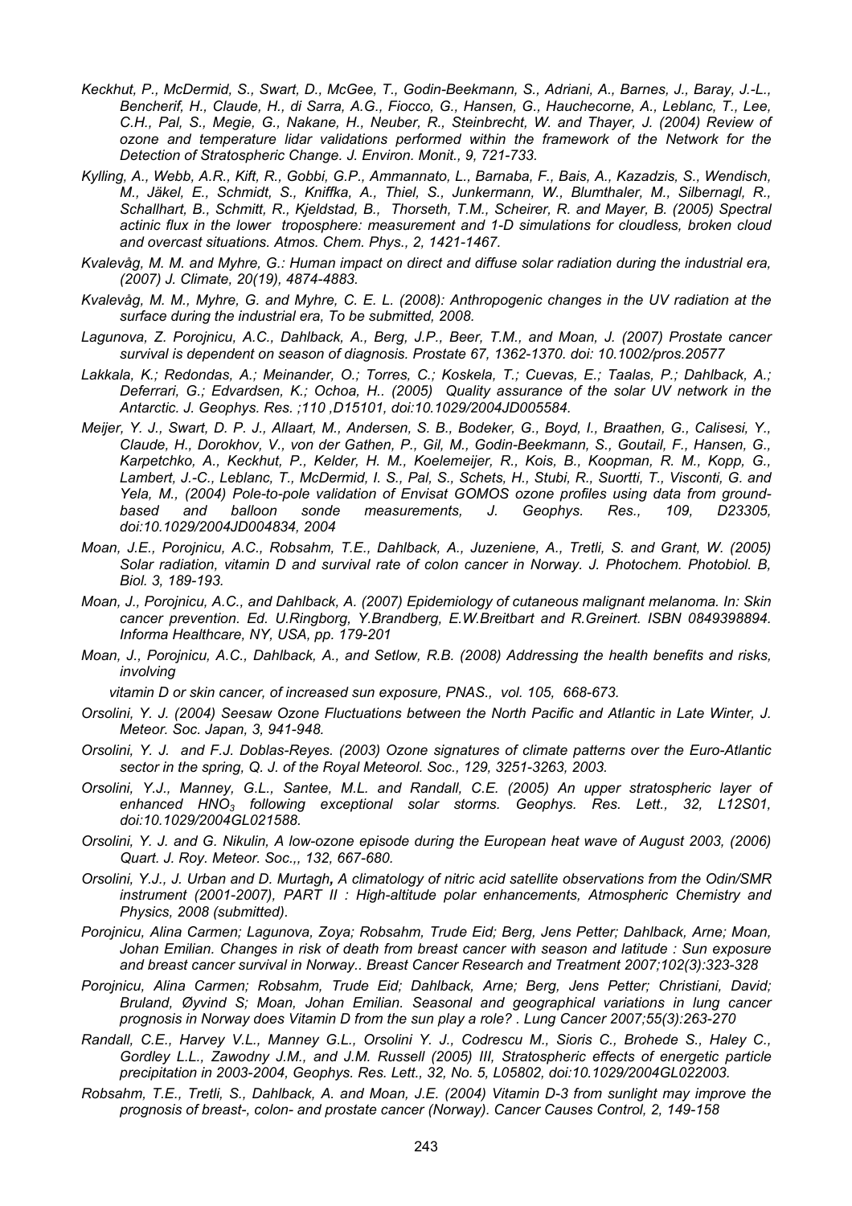*Keckhut, P., McDermid, S., Swart, D., McGee, T., Godin-Beekmann, S., Adriani, A., Barnes, J., Baray, J.-L., Bencherif, H., Claude, H., di Sarra, A.G., Fiocco, G., Hansen, G., Hauchecorne, A., Leblanc, T., Lee, C.H., Pal, S., Megie, G., Nakane, H., Neuber, R., Steinbrecht, W. and Thayer, J. (2004) Review of ozone and temperature lidar validations performed within the framework of the Network for the Detection of Stratospheric Change. J. Environ. Monit., 9, 721-733.*

*Kylling, A., Webb, A.R., Kift, R., Gobbi, G.P., Ammannato, L., Barnaba, F., Bais, A., Kazadzis, S., Wendisch, M., Jäkel, E., Schmidt, S., Kniffka, A., Thiel, S., Junkermann, W., Blumthaler, M., Silbernagl, R., Schallhart, B., Schmitt, R., Kjeldstad, B., Thorseth, T.M., Scheirer, R. and Mayer, B. (2005) Spectral actinic flux in the lower troposphere: measurement and 1-D simulations for cloudless, broken cloud and overcast situations. Atmos. Chem. Phys., 2, 1421-1467.*

*Kvalevåg, M. M. and Myhre, G.: Human impact on direct and diffuse solar radiation during the industrial era, (2007) J. Climate, 20(19), 4874-4883.*

*Kvalevåg, M. M., Myhre, G. and Myhre, C. E. L. (2008): Anthropogenic changes in the UV radiation at the surface during the industrial era, To be submitted, 2008.*

*Lagunova, Z. Porojnicu, A.C., Dahlback, A., Berg, J.P., Beer, T.M., and Moan, J. (2007) Prostate cancer survival is dependent on season of diagnosis. Prostate 67, 1362-1370. doi: 10.1002/pros.20577*

*Lakkala, K.; Redondas, A.; Meinander, O.; Torres, C.; Koskela, T.; Cuevas, E.; Taalas, P.; Dahlback, A.; Deferrari, G.; Edvardsen, K.; Ochoa, H.. (2005) Quality assurance of the solar UV network in the Antarctic. J. Geophys. Res. ;110 ,D15101, doi:10.1029/2004JD005584.*

*Meijer, Y. J., Swart, D. P. J., Allaart, M., Andersen, S. B., Bodeker, G., Boyd, I., Braathen, G., Calisesi, Y., Claude, H., Dorokhov, V., von der Gathen, P., Gil, M., Godin-Beekmann, S., Goutail, F., Hansen, G., Karpetchko, A., Keckhut, P., Kelder, H. M., Koelemeijer, R., Kois, B., Koopman, R. M., Kopp, G., Lambert, J.-C., Leblanc, T., McDermid, I. S., Pal, S., Schets, H., Stubi, R., Suortti, T., Visconti, G. and Yela, M., (2004) Pole-to-pole validation of Envisat GOMOS ozone profiles using data from ground-based and balloon sonde measurements, J. Geophys. Res., 109, D23305, doi:10.1029/2004JD004834, 2004*

*Moan, J.E., Porojnicu, A.C., Robsahm, T.E., Dahlback, A., Juzeniene, A., Tretli, S. and Grant, W. (2005) Solar radiation, vitamin D and survival rate of colon cancer in Norway. J. Photochem. Photobiol. B, Biol. 3, 189-193.*

*Moan, J., Porojnicu, A.C., and Dahlback, A. (2007) Epidemiology of cutaneous malignant melanoma. In: Skin cancer prevention. Ed. U.Ringborg, Y.Brandberg, E.W.Breitbart and R.Greinert. ISBN 0849398894. Informa Healthcare, NY, USA, pp. 179-201*

*Moan, J., Porojnicu, A.C., Dahlback, A., and Setlow, R.B. (2008) Addressing the health benefits and risks, involving vitamin D or skin cancer, of increased sun exposure, PNAS., vol. 105, 668-673.*

*Orsolini, Y. J. (2004) Seesaw Ozone Fluctuations between the North Pacific and Atlantic in Late Winter, J. Meteor. Soc. Japan, 3, 941-948.*

*Orsolini, Y. J. and F.J. Doblas-Reyes. (2003) Ozone signatures of climate patterns over the Euro-Atlantic sector in the spring, Q. J. of the Royal Meteorol. Soc., 129, 3251-3263, 2003.*

*Orsolini, Y.J., Manney, G.L., Santee, M.L. and Randall, C.E. (2005) An upper stratospheric layer of enhanced $HNO_3$ following exceptional solar storms. Geophys. Res. Lett., 32, L12S01, doi:10.1029/2004GL021588.*

*Orsolini, Y. J. and G. Nikulin, A low-ozone episode during the European heat wave of August 2003, (2006) Quart. J. Roy. Meteor. Soc.,, 132, 667-680.*

*Orsolini, Y.J., J. Urban and D. Murtagh, A climatology of nitric acid satellite observations from the Odin/SMR instrument (2001-2007), PART II : High-altitude polar enhancements, Atmospheric Chemistry and Physics, 2008 (submitted).*

*Porojnicu, Alina Carmen; Lagunova, Zoya; Robsahm, Trude Eid; Berg, Jens Petter; Dahlback, Arne; Moan, Johan Emilian. Changes in risk of death from breast cancer with season and latitude : Sun exposure and breast cancer survival in Norway.. Breast Cancer Research and Treatment 2007;102(3):323-328*

*Porojnicu, Alina Carmen; Robsahm, Trude Eid; Dahlback, Arne; Berg, Jens Petter; Christiani, David; Bruland, Øyvind S; Moan, Johan Emilian. Seasonal and geographical variations in lung cancer prognosis in Norway does Vitamin D from the sun play a role? . Lung Cancer 2007;55(3):263-270*

*Randall, C.E., Harvey V.L., Manney G.L., Orsolini Y. J., Codrescu M., Sioris C., Brohede S., Haley C., Gordley L.L., Zawodny J.M., and J.M. Russell (2005) III, Stratospheric effects of energetic particle precipitation in 2003-2004, Geophys. Res. Lett., 32, No. 5, L05802, doi:10.1029/2004GL022003.*

*Robsahm, T.E., Tretli, S., Dahlback, A. and Moan, J.E. (2004) Vitamin D-3 from sunlight may improve the prognosis of breast-, colon- and prostate cancer (Norway). Cancer Causes Control, 2, 149-158*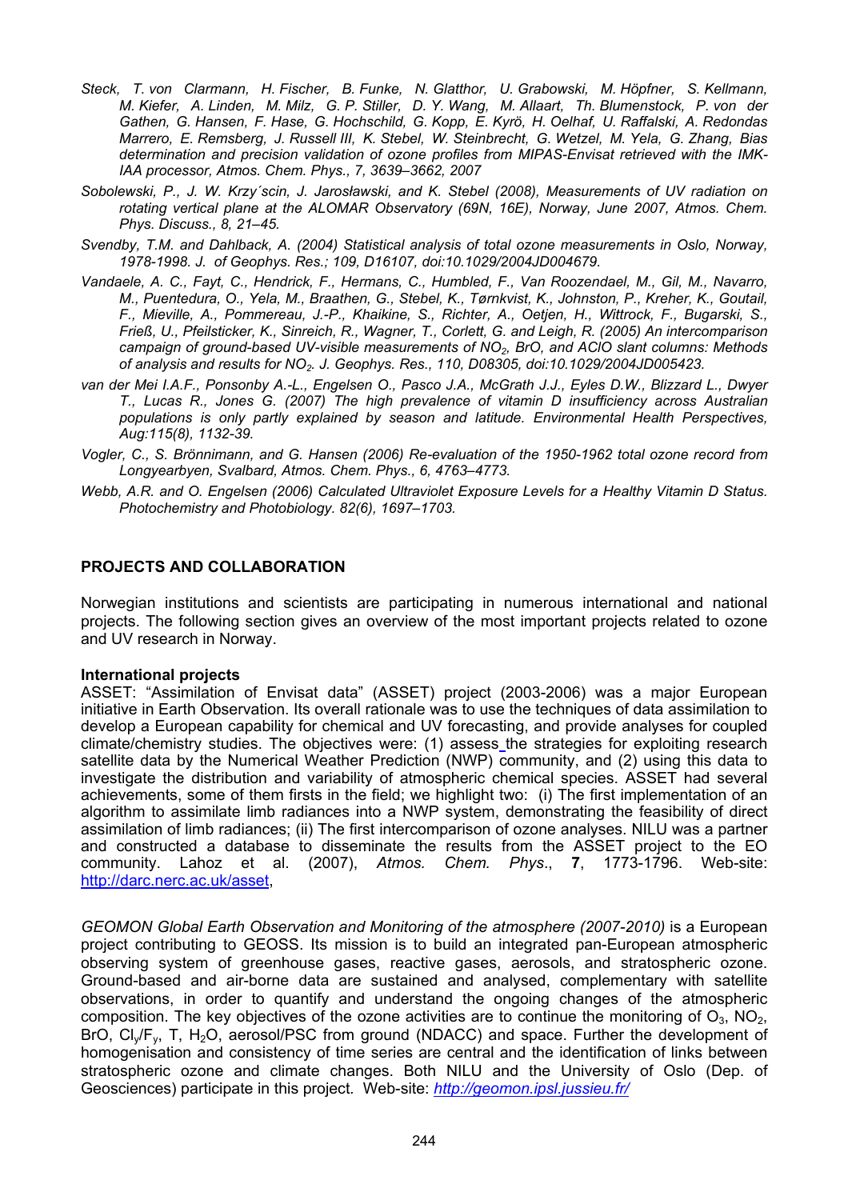*Steck, T. von Clarmann, H. Fischer, B. Funke, N. Glatthor, U. Grabowski, M. Höpfner, S. Kellmann, M. Kiefer, A. Linden, M. Milz, G. P. Stiller, D. Y. Wang, M. Allaart, Th. Blumenstock, P. von der Gathen, G. Hansen, F. Hase, G. Hochschild, G. Kopp, E. Kyrö, H. Oelhaf, U. Raffalski, A. Redondas Marrero, E. Remsberg, J. Russell III, K. Stebel, W. Steinbrecht, G. Wetzel, M. Yela, G. Zhang, Bias determination and precision validation of ozone profiles from MIPAS-Envisat retrieved with the IMK-IAA processor, Atmos. Chem. Phys., 7, 3639–3662, 2007*

*Sobolewski, P., J. W. Krzy´scin, J. Jarosławski, and K. Stebel (2008), Measurements of UV radiation on rotating vertical plane at the ALOMAR Observatory (69N, 16E), Norway, June 2007, Atmos. Chem. Phys. Discuss., 8, 21–45.*

*Svendby, T.M. and Dahlback, A. (2004) Statistical analysis of total ozone measurements in Oslo, Norway, 1978-1998. J. of Geophys. Res.; 109, D16107, doi:10.1029/2004JD004679.*

*Vandaele, A. C., Fayt, C., Hendrick, F., Hermans, C., Humbled, F., Van Roozendael, M., Gil, M., Navarro, M., Puentedura, O., Yela, M., Braathen, G., Stebel, K., Tørnkvist, K., Johnston, P., Kreher, K., Goutail, F., Mieville, A., Pommereau, J.-P., Khaikine, S., Richter, A., Oetjen, H., Wittrock, F., Bugarski, S., Frieß, U., Pfeilsticker, K., Sinreich, R., Wagner, T., Corlett, G. and Leigh, R. (2005) An intercomparison campaign of ground-based UV-visible measurements of $NO_2$, BrO, and AClO slant columns: Methods of analysis and results for $NO_2$. J. Geophys. Res., 110, D08305, doi:10.1029/2004JD005423.*

*van der Mei I.A.F., Ponsonby A.-L., Engelsen O., Pasco J.A., McGrath J.J., Eyles D.W., Blizzard L., Dwyer T., Lucas R., Jones G. (2007) The high prevalence of vitamin D insufficiency across Australian populations is only partly explained by season and latitude. Environmental Health Perspectives, Aug:115(8), 1132-39.*

*Vogler, C., S. Brönnimann, and G. Hansen (2006) Re-evaluation of the 1950-1962 total ozone record from Longyearbyen, Svalbard, Atmos. Chem. Phys., 6, 4763–4773.*

*Webb, A.R. and O. Engelsen (2006) Calculated Ultraviolet Exposure Levels for a Healthy Vitamin D Status. Photochemistry and Photobiology. 82(6), 1697–1703.*

## PROJECTS AND COLLABORATION

Norwegian institutions and scientists are participating in numerous international and national projects. The following section gives an overview of the most important projects related to ozone and UV research in Norway.

### International projects

ASSET: "Assimilation of Envisat data" (ASSET) project (2003-2006) was a major European initiative in Earth Observation. Its overall rationale was to use the techniques of data assimilation to develop a European capability for chemical and UV forecasting, and provide analyses for coupled climate/chemistry studies. The objectives were: (1) assess the strategies for exploiting research satellite data by the Numerical Weather Prediction (NWP) community, and (2) using this data to investigate the distribution and variability of atmospheric chemical species. ASSET had several achievements, some of them firsts in the field; we highlight two: (i) The first implementation of an algorithm to assimilate limb radiances into a NWP system, demonstrating the feasibility of direct assimilation of limb radiances; (ii) The first intercomparison of ozone analyses. NILU was a partner and constructed a database to disseminate the results from the ASSET project to the EO community. Lahoz et al. (2007), *Atmos. Chem. Phys*., **7**, 1773-1796. Web-site: http://darc.nerc.ac.uk/asset,

*GEOMON Global Earth Observation and Monitoring of the atmosphere (2007-2010)* is a European project contributing to GEOSS. Its mission is to build an integrated pan-European atmospheric observing system of greenhouse gases, reactive gases, aerosols, and stratospheric ozone. Ground-based and air-borne data are sustained and analysed, complementary with satellite observations, in order to quantify and understand the ongoing changes of the atmospheric composition. The key objectives of the ozone activities are to continue the monitoring of $O_3$, $NO_2$, BrO, $Cl_y/F_y$, T, $H_2O$, aerosol/PSC from ground (NDACC) and space. Further the development of homogenisation and consistency of time series are central and the identification of links between stratospheric ozone and climate changes. Both NILU and the University of Oslo (Dep. of Geosciences) participate in this project. Web-site: *http://geomon.ipsl.jussieu.fr/*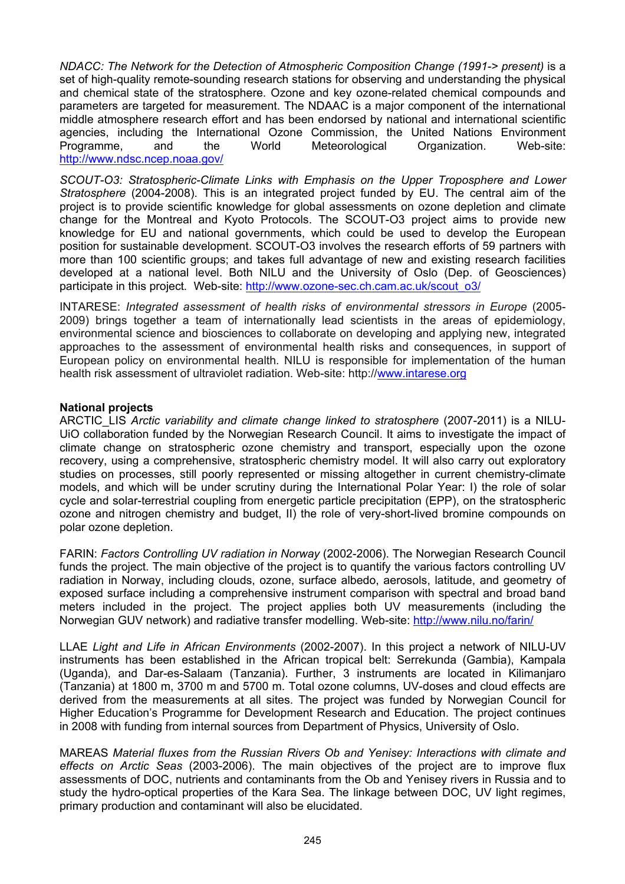*NDACC: The Network for the Detection of Atmospheric Composition Change (1991-> present)* is a set of high-quality remote-sounding research stations for observing and understanding the physical and chemical state of the stratosphere. Ozone and key ozone-related chemical compounds and parameters are targeted for measurement. The NDAAC is a major component of the international middle atmosphere research effort and has been endorsed by national and international scientific agencies, including the International Ozone Commission, the United Nations Environment Programme, and the World Meteorological Organization. Web-site: http://www.ndsc.ncep.noaa.gov/

*SCOUT-O3: Stratospheric-Climate Links with Emphasis on the Upper Troposphere and Lower Stratosphere* (2004-2008). This is an integrated project funded by EU. The central aim of the project is to provide scientific knowledge for global assessments on ozone depletion and climate change for the Montreal and Kyoto Protocols. The SCOUT-O3 project aims to provide new knowledge for EU and national governments, which could be used to develop the European position for sustainable development. SCOUT-O3 involves the research efforts of 59 partners with more than 100 scientific groups; and takes full advantage of new and existing research facilities developed at a national level. Both NILU and the University of Oslo (Dep. of Geosciences) participate in this project. Web-site: http://www.ozone-sec.ch.cam.ac.uk/scout_o3/

INTARESE: *Integrated assessment of health risks of environmental stressors in Europe* (2005-2009) brings together a team of internationally lead scientists in the areas of epidemiology, environmental science and biosciences to collaborate on developing and applying new, integrated approaches to the assessment of environmental health risks and consequences, in support of European policy on environmental health. NILU is responsible for implementation of the human health risk assessment of ultraviolet radiation. Web-site: http://www.intarese.org

**National projects**

ARCTIC_LIS *Arctic variability and climate change linked to stratosphere* (2007-2011) is a NILU-UiO collaboration funded by the Norwegian Research Council. It aims to investigate the impact of climate change on stratospheric ozone chemistry and transport, especially upon the ozone recovery, using a comprehensive, stratospheric chemistry model. It will also carry out exploratory studies on processes, still poorly represented or missing altogether in current chemistry-climate models, and which will be under scrutiny during the International Polar Year: I) the role of solar cycle and solar-terrestrial coupling from energetic particle precipitation (EPP), on the stratospheric ozone and nitrogen chemistry and budget, II) the role of very-short-lived bromine compounds on polar ozone depletion.

FARIN: *Factors Controlling UV radiation in Norway* (2002-2006). The Norwegian Research Council funds the project. The main objective of the project is to quantify the various factors controlling UV radiation in Norway, including clouds, ozone, surface albedo, aerosols, latitude, and geometry of exposed surface including a comprehensive instrument comparison with spectral and broad band meters included in the project. The project applies both UV measurements (including the Norwegian GUV network) and radiative transfer modelling. Web-site: http://www.nilu.no/farin/

LLAE *Light and Life in African Environments* (2002-2007). In this project a network of NILU-UV instruments has been established in the African tropical belt: Serrekunda (Gambia), Kampala (Uganda), and Dar-es-Salaam (Tanzania). Further, 3 instruments are located in Kilimanjaro (Tanzania) at 1800 m, 3700 m and 5700 m. Total ozone columns, UV-doses and cloud effects are derived from the measurements at all sites. The project was funded by Norwegian Council for Higher Education's Programme for Development Research and Education. The project continues in 2008 with funding from internal sources from Department of Physics, University of Oslo.

MAREAS *Material fluxes from the Russian Rivers Ob and Yenisey: Interactions with climate and effects on Arctic Seas* (2003-2006). The main objectives of the project are to improve flux assessments of DOC, nutrients and contaminants from the Ob and Yenisey rivers in Russia and to study the hydro-optical properties of the Kara Sea. The linkage between DOC, UV light regimes, primary production and contaminant will also be elucidated.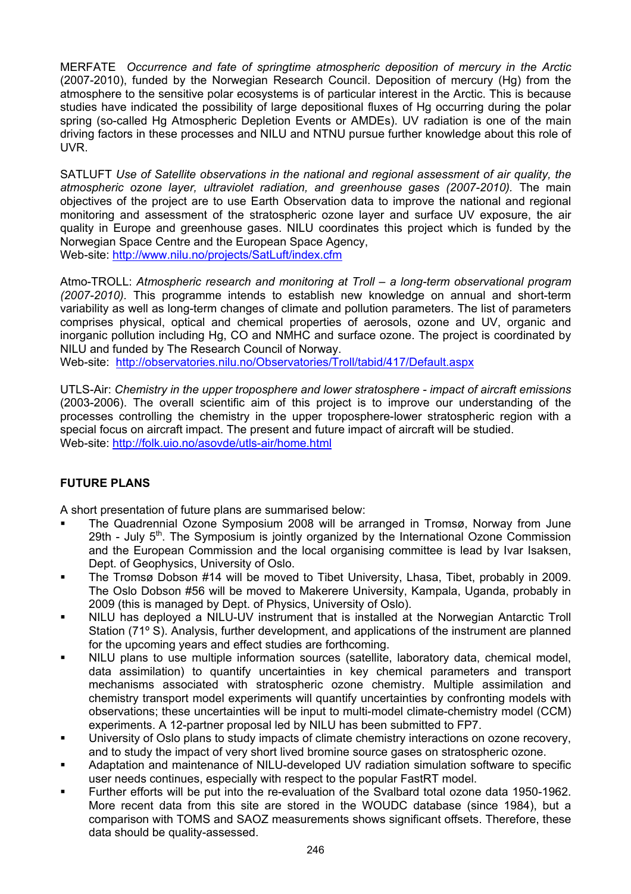MERFATE *Occurrence and fate of springtime atmospheric deposition of mercury in the Arctic* (2007-2010), funded by the Norwegian Research Council. Deposition of mercury (Hg) from the atmosphere to the sensitive polar ecosystems is of particular interest in the Arctic. This is because studies have indicated the possibility of large depositional fluxes of Hg occurring during the polar spring (so-called Hg Atmospheric Depletion Events or AMDEs). UV radiation is one of the main driving factors in these processes and NILU and NTNU pursue further knowledge about this role of UVR.

SATLUFT *Use of Satellite observations in the national and regional assessment of air quality, the atmospheric ozone layer, ultraviolet radiation, and greenhouse gases (2007-2010).* The main objectives of the project are to use Earth Observation data to improve the national and regional monitoring and assessment of the stratospheric ozone layer and surface UV exposure, the air quality in Europe and greenhouse gases. NILU coordinates this project which is funded by the Norwegian Space Centre and the European Space Agency,
Web-site: http://www.nilu.no/projects/SatLuft/index.cfm

Atmo-TROLL: *Atmospheric research and monitoring at Troll – a long-term observational program (2007-2010).* This programme intends to establish new knowledge on annual and short-term variability as well as long-term changes of climate and pollution parameters. The list of parameters comprises physical, optical and chemical properties of aerosols, ozone and UV, organic and inorganic pollution including Hg, CO and NMHC and surface ozone. The project is coordinated by NILU and funded by The Research Council of Norway.
Web-site: http://observatories.nilu.no/Observatories/Troll/tabid/417/Default.aspx

UTLS-Air: *Chemistry in the upper troposphere and lower stratosphere - impact of aircraft emissions* (2003-2006). The overall scientific aim of this project is to improve our understanding of the processes controlling the chemistry in the upper troposphere-lower stratospheric region with a special focus on aircraft impact. The present and future impact of aircraft will be studied.
Web-site: http://folk.uio.no/asovde/utls-air/home.html

## FUTURE PLANS

A short presentation of future plans are summarised below:

- The Quadrennial Ozone Symposium 2008 will be arranged in Tromsø, Norway from June 29th - July 5th. The Symposium is jointly organized by the International Ozone Commission and the European Commission and the local organising committee is lead by Ivar Isaksen, Dept. of Geophysics, University of Oslo.
- The Tromsø Dobson #14 will be moved to Tibet University, Lhasa, Tibet, probably in 2009. The Oslo Dobson #56 will be moved to Makerere University, Kampala, Uganda, probably in 2009 (this is managed by Dept. of Physics, University of Oslo).
- NILU has deployed a NILU-UV instrument that is installed at the Norwegian Antarctic Troll Station (71º S). Analysis, further development, and applications of the instrument are planned for the upcoming years and effect studies are forthcoming.
- NILU plans to use multiple information sources (satellite, laboratory data, chemical model, data assimilation) to quantify uncertainties in key chemical parameters and transport mechanisms associated with stratospheric ozone chemistry. Multiple assimilation and chemistry transport model experiments will quantify uncertainties by confronting models with observations; these uncertainties will be input to multi-model climate-chemistry model (CCM) experiments. A 12-partner proposal led by NILU has been submitted to FP7.
- University of Oslo plans to study impacts of climate chemistry interactions on ozone recovery, and to study the impact of very short lived bromine source gases on stratospheric ozone.
- Adaptation and maintenance of NILU-developed UV radiation simulation software to specific user needs continues, especially with respect to the popular FastRT model.
- Further efforts will be put into the re-evaluation of the Svalbard total ozone data 1950-1962. More recent data from this site are stored in the WOUDC database (since 1984), but a comparison with TOMS and SAOZ measurements shows significant offsets. Therefore, these data should be quality-assessed.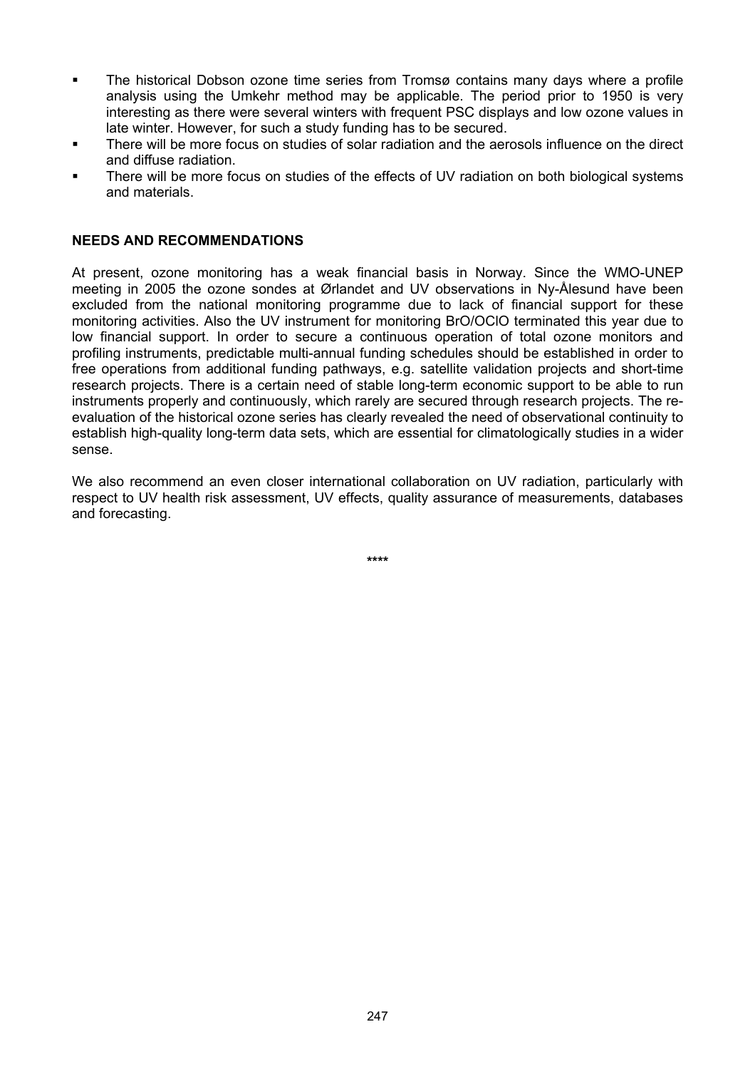- The historical Dobson ozone time series from Tromsø contains many days where a profile analysis using the Umkehr method may be applicable. The period prior to 1950 is very interesting as there were several winters with frequent PSC displays and low ozone values in late winter. However, for such a study funding has to be secured.
- There will be more focus on studies of solar radiation and the aerosols influence on the direct and diffuse radiation.
- There will be more focus on studies of the effects of UV radiation on both biological systems and materials.

## NEEDS AND RECOMMENDATIONS

At present, ozone monitoring has a weak financial basis in Norway. Since the WMO-UNEP meeting in 2005 the ozone sondes at Ørlandet and UV observations in Ny-Ålesund have been excluded from the national monitoring programme due to lack of financial support for these monitoring activities. Also the UV instrument for monitoring BrO/OClO terminated this year due to low financial support. In order to secure a continuous operation of total ozone monitors and profiling instruments, predictable multi-annual funding schedules should be established in order to free operations from additional funding pathways, e.g. satellite validation projects and short-time research projects. There is a certain need of stable long-term economic support to be able to run instruments properly and continuously, which rarely are secured through research projects. The re-evaluation of the historical ozone series has clearly revealed the need of observational continuity to establish high-quality long-term data sets, which are essential for climatologically studies in a wider sense.

We also recommend an even closer international collaboration on UV radiation, particularly with respect to UV health risk assessment, UV effects, quality assurance of measurements, databases and forecasting.

****